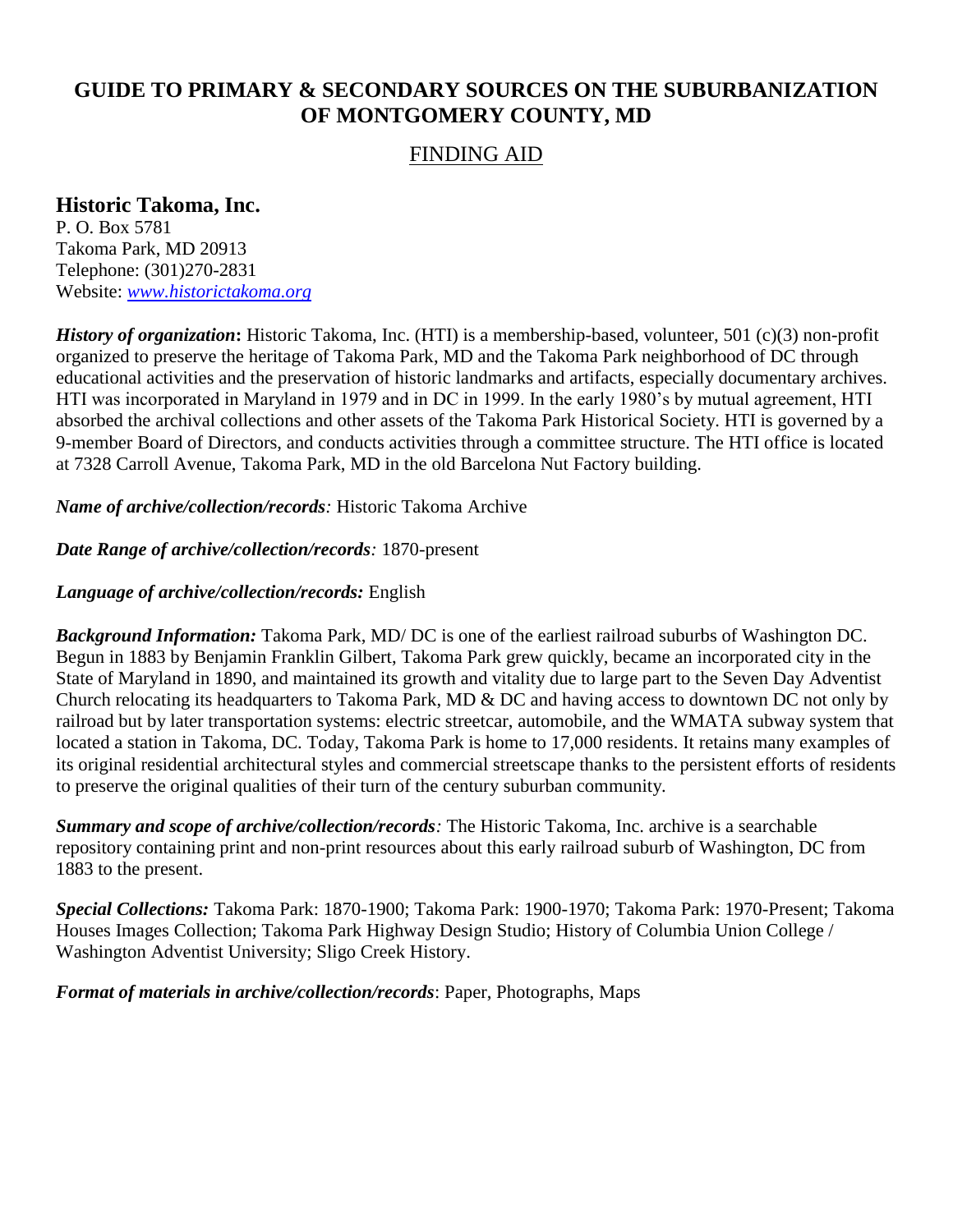# GUIDE TO PRIMARY & SECONDARY SOURCES ON THE SUBURBANIZATION OF MONTGOMERY COUNTY, MD

## FINDING AID

### Historic Takoma, Inc.

P. O. Box 5781
Takoma Park, MD 20913
Telephone: (301)270-2831
Website: [www.historictakoma.org](www.historictakoma.org)

***History of organization*:** Historic Takoma, Inc. (HTI) is a membership-based, volunteer, 501 (c)(3) non-profit organized to preserve the heritage of Takoma Park, MD and the Takoma Park neighborhood of DC through educational activities and the preservation of historic landmarks and artifacts, especially documentary archives. HTI was incorporated in Maryland in 1979 and in DC in 1999. In the early 1980's by mutual agreement, HTI absorbed the archival collections and other assets of the Takoma Park Historical Society. HTI is governed by a 9-member Board of Directors, and conducts activities through a committee structure. The HTI office is located at 7328 Carroll Avenue, Takoma Park, MD in the old Barcelona Nut Factory building.

***Name of archive/collection/records*:** Historic Takoma Archive

***Date Range of archive/collection/records*:** 1870-present

***Language of archive/collection/records:*** English

***Background Information:*** Takoma Park, MD/ DC is one of the earliest railroad suburbs of Washington DC. Begun in 1883 by Benjamin Franklin Gilbert, Takoma Park grew quickly, became an incorporated city in the State of Maryland in 1890, and maintained its growth and vitality due to large part to the Seven Day Adventist Church relocating its headquarters to Takoma Park, MD & DC and having access to downtown DC not only by railroad but by later transportation systems: electric streetcar, automobile, and the WMATA subway system that located a station in Takoma, DC. Today, Takoma Park is home to 17,000 residents. It retains many examples of its original residential architectural styles and commercial streetscape thanks to the persistent efforts of residents to preserve the original qualities of their turn of the century suburban community.

***Summary and scope of archive/collection/records*:** The Historic Takoma, Inc. archive is a searchable repository containing print and non-print resources about this early railroad suburb of Washington, DC from 1883 to the present.

***Special Collections:*** Takoma Park: 1870-1900; Takoma Park: 1900-1970; Takoma Park: 1970-Present; Takoma Houses Images Collection; Takoma Park Highway Design Studio; History of Columbia Union College / Washington Adventist University; Sligo Creek History.

***Format of materials in archive/collection/records*:** Paper, Photographs, Maps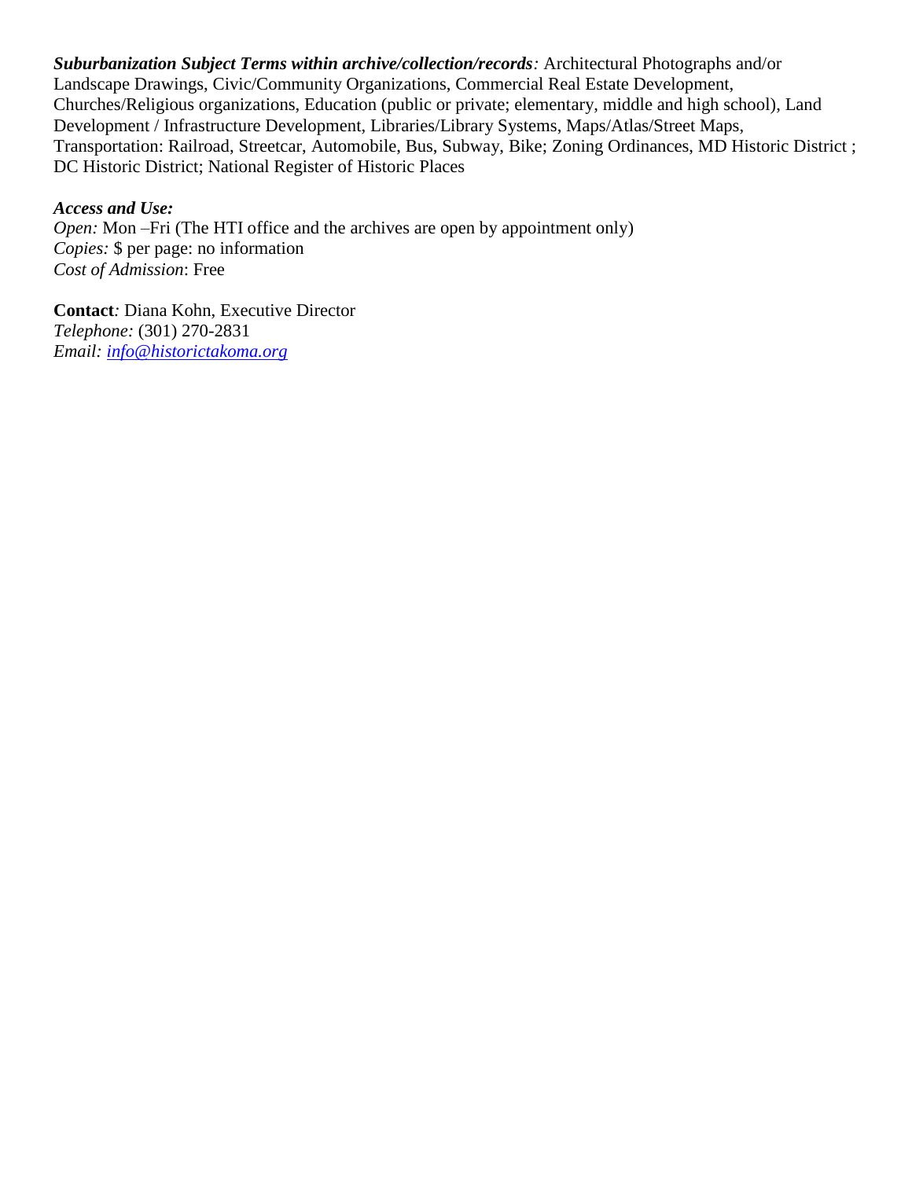***Suburbanization Subject Terms within archive/collection/records**:* Architectural Photographs and/or Landscape Drawings, Civic/Community Organizations, Commercial Real Estate Development, Churches/Religious organizations, Education (public or private; elementary, middle and high school), Land Development / Infrastructure Development, Libraries/Library Systems, Maps/Atlas/Street Maps, Transportation: Railroad, Streetcar, Automobile, Bus, Subway, Bike; Zoning Ordinances, MD Historic District ; DC Historic District; National Register of Historic Places

***Access and Use:***
*Open:* Mon –Fri (The HTI office and the archives are open by appointment only)
*Copies:* $ per page: no information
*Cost of Admission*: Free

**Contact***:* Diana Kohn, Executive Director
*Telephone:* (301) 270-2831
*Email:* [info@historictakoma.org](mailto:info@historictakoma.org)